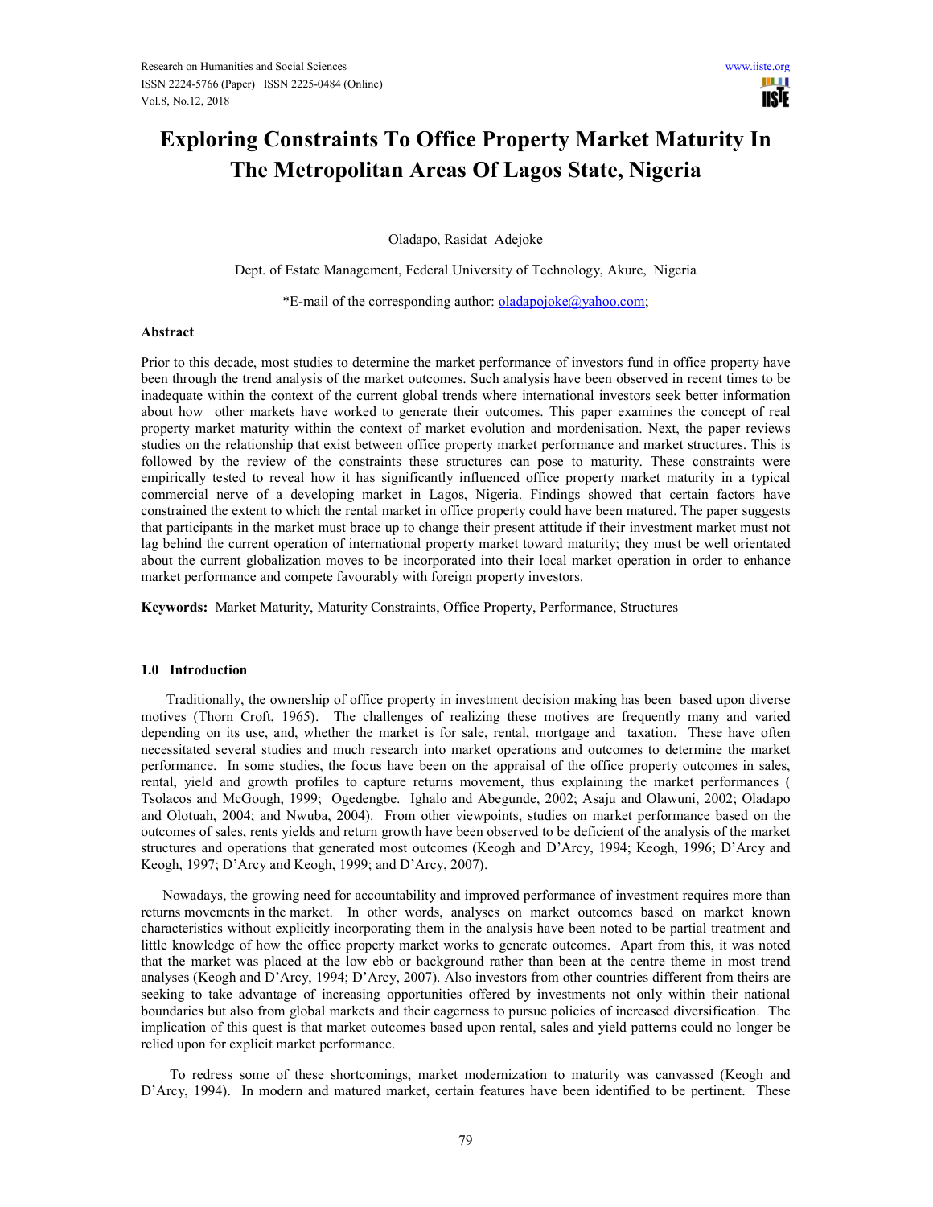# Exploring Constraints To Office Property Market Maturity In The Metropolitan Areas Of Lagos State, Nigeria

Oladapo, Rasidat Adejoke

Dept. of Estate Management, Federal University of Technology, Akure, Nigeria

*E-mail of the corresponding author: oladapojoke@yahoo.com;

### Abstract

Prior to this decade, most studies to determine the market performance of investors fund in office property have been through the trend analysis of the market outcomes. Such analysis have been observed in recent times to be inadequate within the context of the current global trends where international investors seek better information about how other markets have worked to generate their outcomes. This paper examines the concept of real property market maturity within the context of market evolution and mordenisation. Next, the paper reviews studies on the relationship that exist between office property market performance and market structures. This is followed by the review of the constraints these structures can pose to maturity. These constraints were empirically tested to reveal how it has significantly influenced office property market maturity in a typical commercial nerve of a developing market in Lagos, Nigeria. Findings showed that certain factors have constrained the extent to which the rental market in office property could have been matured. The paper suggests that participants in the market must brace up to change their present attitude if their investment market must not lag behind the current operation of international property market toward maturity; they must be well orientated about the current globalization moves to be incorporated into their local market operation in order to enhance market performance and compete favourably with foreign property investors.

**Keywords:** Market Maturity, Maturity Constraints, Office Property, Performance, Structures

### 1.0 Introduction

Traditionally, the ownership of office property in investment decision making has been based upon diverse motives (Thorn Croft, 1965). The challenges of realizing these motives are frequently many and varied depending on its use, and, whether the market is for sale, rental, mortgage and taxation. These have often necessitated several studies and much research into market operations and outcomes to determine the market performance. In some studies, the focus have been on the appraisal of the office property outcomes in sales, rental, yield and growth profiles to capture returns movement, thus explaining the market performances ( Tsolacos and McGough, 1999; Ogedengbe. Ighalo and Abegunde, 2002; Asaju and Olawuni, 2002; Oladapo and Olotuah, 2004; and Nwuba, 2004). From other viewpoints, studies on market performance based on the outcomes of sales, rents yields and return growth have been observed to be deficient of the analysis of the market structures and operations that generated most outcomes (Keogh and D'Arcy, 1994; Keogh, 1996; D'Arcy and Keogh, 1997; D'Arcy and Keogh, 1999; and D'Arcy, 2007).

Nowadays, the growing need for accountability and improved performance of investment requires more than returns movements in the market. In other words, analyses on market outcomes based on market known characteristics without explicitly incorporating them in the analysis have been noted to be partial treatment and little knowledge of how the office property market works to generate outcomes. Apart from this, it was noted that the market was placed at the low ebb or background rather than been at the centre theme in most trend analyses (Keogh and D'Arcy, 1994; D'Arcy, 2007). Also investors from other countries different from theirs are seeking to take advantage of increasing opportunities offered by investments not only within their national boundaries but also from global markets and their eagerness to pursue policies of increased diversification. The implication of this quest is that market outcomes based upon rental, sales and yield patterns could no longer be relied upon for explicit market performance.

To redress some of these shortcomings, market modernization to maturity was canvassed (Keogh and D'Arcy, 1994). In modern and matured market, certain features have been identified to be pertinent. These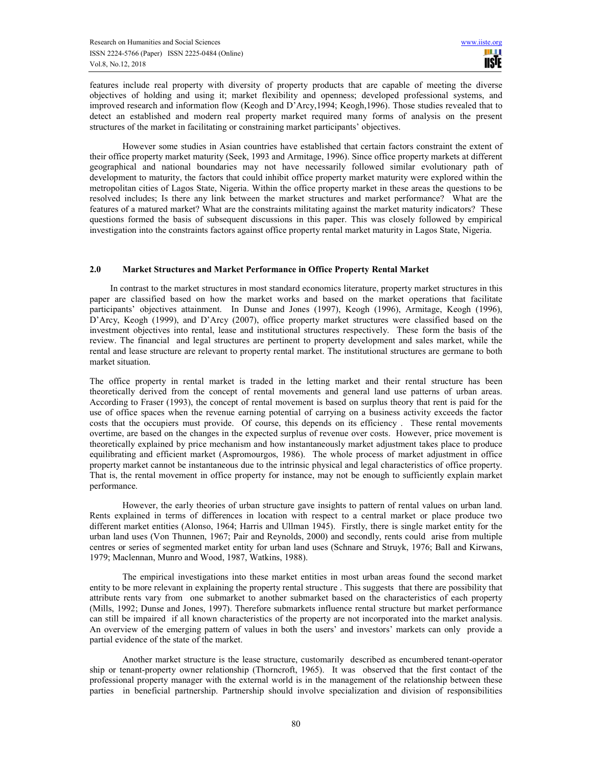features include real property with diversity of property products that are capable of meeting the diverse objectives of holding and using it; market flexibility and openness; developed professional systems, and improved research and information flow (Keogh and D'Arcy,1994; Keogh,1996). Those studies revealed that to detect an established and modern real property market required many forms of analysis on the present structures of the market in facilitating or constraining market participants' objectives.

However some studies in Asian countries have established that certain factors constraint the extent of their office property market maturity (Seek, 1993 and Armitage, 1996). Since office property markets at different geographical and national boundaries may not have necessarily followed similar evolutionary path of development to maturity, the factors that could inhibit office property market maturity were explored within the metropolitan cities of Lagos State, Nigeria. Within the office property market in these areas the questions to be resolved includes; Is there any link between the market structures and market performance? What are the features of a matured market? What are the constraints militating against the market maturity indicators? These questions formed the basis of subsequent discussions in this paper. This was closely followed by empirical investigation into the constraints factors against office property rental market maturity in Lagos State, Nigeria.

## 2.0 Market Structures and Market Performance in Office Property Rental Market

In contrast to the market structures in most standard economics literature, property market structures in this paper are classified based on how the market works and based on the market operations that facilitate participants' objectives attainment. In Dunse and Jones (1997), Keogh (1996), Armitage, Keogh (1996), D'Arcy, Keogh (1999), and D'Arcy (2007), office property market structures were classified based on the investment objectives into rental, lease and institutional structures respectively. These form the basis of the review. The financial and legal structures are pertinent to property development and sales market, while the rental and lease structure are relevant to property rental market. The institutional structures are germane to both market situation.

The office property in rental market is traded in the letting market and their rental structure has been theoretically derived from the concept of rental movements and general land use patterns of urban areas. According to Fraser (1993), the concept of rental movement is based on surplus theory that rent is paid for the use of office spaces when the revenue earning potential of carrying on a business activity exceeds the factor costs that the occupiers must provide. Of course, this depends on its efficiency . These rental movements overtime, are based on the changes in the expected surplus of revenue over costs. However, price movement is theoretically explained by price mechanism and how instantaneously market adjustment takes place to produce equilibrating and efficient market (Aspromourgos, 1986). The whole process of market adjustment in office property market cannot be instantaneous due to the intrinsic physical and legal characteristics of office property. That is, the rental movement in office property for instance, may not be enough to sufficiently explain market performance.

However, the early theories of urban structure gave insights to pattern of rental values on urban land. Rents explained in terms of differences in location with respect to a central market or place produce two different market entities (Alonso, 1964; Harris and Ullman 1945). Firstly, there is single market entity for the urban land uses (Von Thunnen, 1967; Pair and Reynolds, 2000) and secondly, rents could arise from multiple centres or series of segmented market entity for urban land uses (Schnare and Struyk, 1976; Ball and Kirwans, 1979; Maclennan, Munro and Wood, 1987, Watkins, 1988).

The empirical investigations into these market entities in most urban areas found the second market entity to be more relevant in explaining the property rental structure . This suggests that there are possibility that attribute rents vary from one submarket to another submarket based on the characteristics of each property (Mills, 1992; Dunse and Jones, 1997). Therefore submarkets influence rental structure but market performance can still be impaired if all known characteristics of the property are not incorporated into the market analysis. An overview of the emerging pattern of values in both the users' and investors' markets can only provide a partial evidence of the state of the market.

Another market structure is the lease structure, customarily described as encumbered tenant-operator ship or tenant-property owner relationship (Thorncroft, 1965). It was observed that the first contact of the professional property manager with the external world is in the management of the relationship between these parties in beneficial partnership. Partnership should involve specialization and division of responsibilities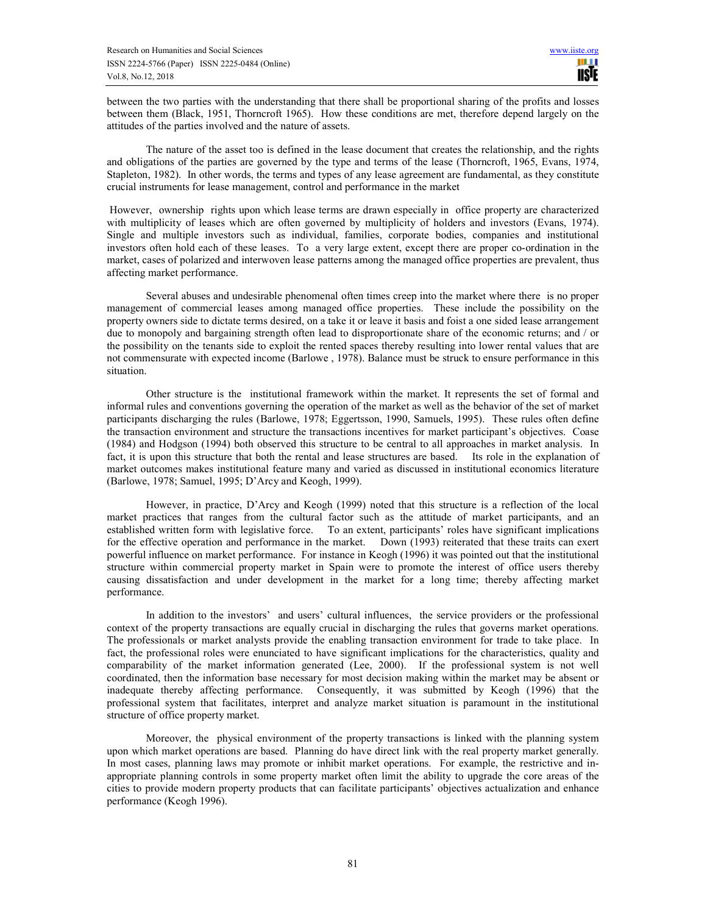between the two parties with the understanding that there shall be proportional sharing of the profits and losses between them (Black, 1951, Thorncroft 1965). How these conditions are met, therefore depend largely on the attitudes of the parties involved and the nature of assets.

The nature of the asset too is defined in the lease document that creates the relationship, and the rights and obligations of the parties are governed by the type and terms of the lease (Thorncroft, 1965, Evans, 1974, Stapleton, 1982). In other words, the terms and types of any lease agreement are fundamental, as they constitute crucial instruments for lease management, control and performance in the market

However, ownership rights upon which lease terms are drawn especially in office property are characterized with multiplicity of leases which are often governed by multiplicity of holders and investors (Evans, 1974). Single and multiple investors such as individual, families, corporate bodies, companies and institutional investors often hold each of these leases. To a very large extent, except there are proper co-ordination in the market, cases of polarized and interwoven lease patterns among the managed office properties are prevalent, thus affecting market performance.

Several abuses and undesirable phenomenal often times creep into the market where there is no proper management of commercial leases among managed office properties. These include the possibility on the property owners side to dictate terms desired, on a take it or leave it basis and foist a one sided lease arrangement due to monopoly and bargaining strength often lead to disproportionate share of the economic returns; and / or the possibility on the tenants side to exploit the rented spaces thereby resulting into lower rental values that are not commensurate with expected income (Barlowe , 1978). Balance must be struck to ensure performance in this situation.

Other structure is the institutional framework within the market. It represents the set of formal and informal rules and conventions governing the operation of the market as well as the behavior of the set of market participants discharging the rules (Barlowe, 1978; Eggertsson, 1990, Samuels, 1995). These rules often define the transaction environment and structure the transactions incentives for market participant's objectives. Coase (1984) and Hodgson (1994) both observed this structure to be central to all approaches in market analysis. In fact, it is upon this structure that both the rental and lease structures are based. Its role in the explanation of market outcomes makes institutional feature many and varied as discussed in institutional economics literature (Barlowe, 1978; Samuel, 1995; D'Arcy and Keogh, 1999).

However, in practice, D'Arcy and Keogh (1999) noted that this structure is a reflection of the local market practices that ranges from the cultural factor such as the attitude of market participants, and an established written form with legislative force. To an extent, participants' roles have significant implications for the effective operation and performance in the market. Down (1993) reiterated that these traits can exert powerful influence on market performance. For instance in Keogh (1996) it was pointed out that the institutional structure within commercial property market in Spain were to promote the interest of office users thereby causing dissatisfaction and under development in the market for a long time; thereby affecting market performance.

In addition to the investors' and users' cultural influences, the service providers or the professional context of the property transactions are equally crucial in discharging the rules that governs market operations. The professionals or market analysts provide the enabling transaction environment for trade to take place. In fact, the professional roles were enunciated to have significant implications for the characteristics, quality and comparability of the market information generated (Lee, 2000). If the professional system is not well coordinated, then the information base necessary for most decision making within the market may be absent or inadequate thereby affecting performance. Consequently, it was submitted by Keogh (1996) that the professional system that facilitates, interpret and analyze market situation is paramount in the institutional structure of office property market.

Moreover, the physical environment of the property transactions is linked with the planning system upon which market operations are based. Planning do have direct link with the real property market generally. In most cases, planning laws may promote or inhibit market operations. For example, the restrictive and in-appropriate planning controls in some property market often limit the ability to upgrade the core areas of the cities to provide modern property products that can facilitate participants' objectives actualization and enhance performance (Keogh 1996).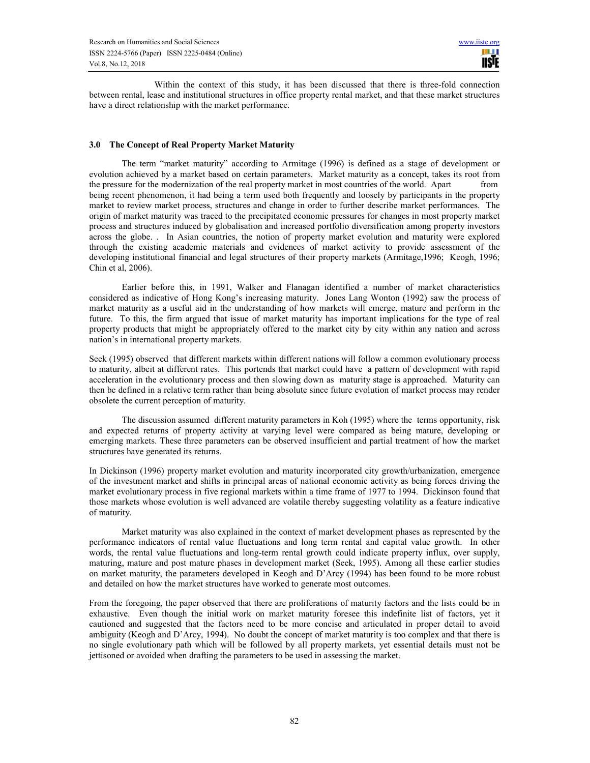Within the context of this study, it has been discussed that there is three-fold connection between rental, lease and institutional structures in office property rental market, and that these market structures have a direct relationship with the market performance.

### 3.0 The Concept of Real Property Market Maturity

The term "market maturity" according to Armitage (1996) is defined as a stage of development or evolution achieved by a market based on certain parameters. Market maturity as a concept, takes its root from the pressure for the modernization of the real property market in most countries of the world. Apart from being recent phenomenon, it had being a term used both frequently and loosely by participants in the property market to review market process, structures and change in order to further describe market performances. The origin of market maturity was traced to the precipitated economic pressures for changes in most property market process and structures induced by globalisation and increased portfolio diversification among property investors across the globe. . In Asian countries, the notion of property market evolution and maturity were explored through the existing academic materials and evidences of market activity to provide assessment of the developing institutional financial and legal structures of their property markets (Armitage,1996; Keogh, 1996; Chin et al, 2006).

Earlier before this, in 1991, Walker and Flanagan identified a number of market characteristics considered as indicative of Hong Kong's increasing maturity. Jones Lang Wonton (1992) saw the process of market maturity as a useful aid in the understanding of how markets will emerge, mature and perform in the future. To this, the firm argued that issue of market maturity has important implications for the type of real property products that might be appropriately offered to the market city by city within any nation and across nation's in international property markets.

Seek (1995) observed that different markets within different nations will follow a common evolutionary process to maturity, albeit at different rates. This portends that market could have a pattern of development with rapid acceleration in the evolutionary process and then slowing down as maturity stage is approached. Maturity can then be defined in a relative term rather than being absolute since future evolution of market process may render obsolete the current perception of maturity.

The discussion assumed different maturity parameters in Koh (1995) where the terms opportunity, risk and expected returns of property activity at varying level were compared as being mature, developing or emerging markets. These three parameters can be observed insufficient and partial treatment of how the market structures have generated its returns.

In Dickinson (1996) property market evolution and maturity incorporated city growth/urbanization, emergence of the investment market and shifts in principal areas of national economic activity as being forces driving the market evolutionary process in five regional markets within a time frame of 1977 to 1994. Dickinson found that those markets whose evolution is well advanced are volatile thereby suggesting volatility as a feature indicative of maturity.

Market maturity was also explained in the context of market development phases as represented by the performance indicators of rental value fluctuations and long term rental and capital value growth. In other words, the rental value fluctuations and long-term rental growth could indicate property influx, over supply, maturing, mature and post mature phases in development market (Seek, 1995). Among all these earlier studies on market maturity, the parameters developed in Keogh and D'Arcy (1994) has been found to be more robust and detailed on how the market structures have worked to generate most outcomes.

From the foregoing, the paper observed that there are proliferations of maturity factors and the lists could be in exhaustive. Even though the initial work on market maturity foresee this indefinite list of factors, yet it cautioned and suggested that the factors need to be more concise and articulated in proper detail to avoid ambiguity (Keogh and D'Arcy, 1994). No doubt the concept of market maturity is too complex and that there is no single evolutionary path which will be followed by all property markets, yet essential details must not be jettisoned or avoided when drafting the parameters to be used in assessing the market.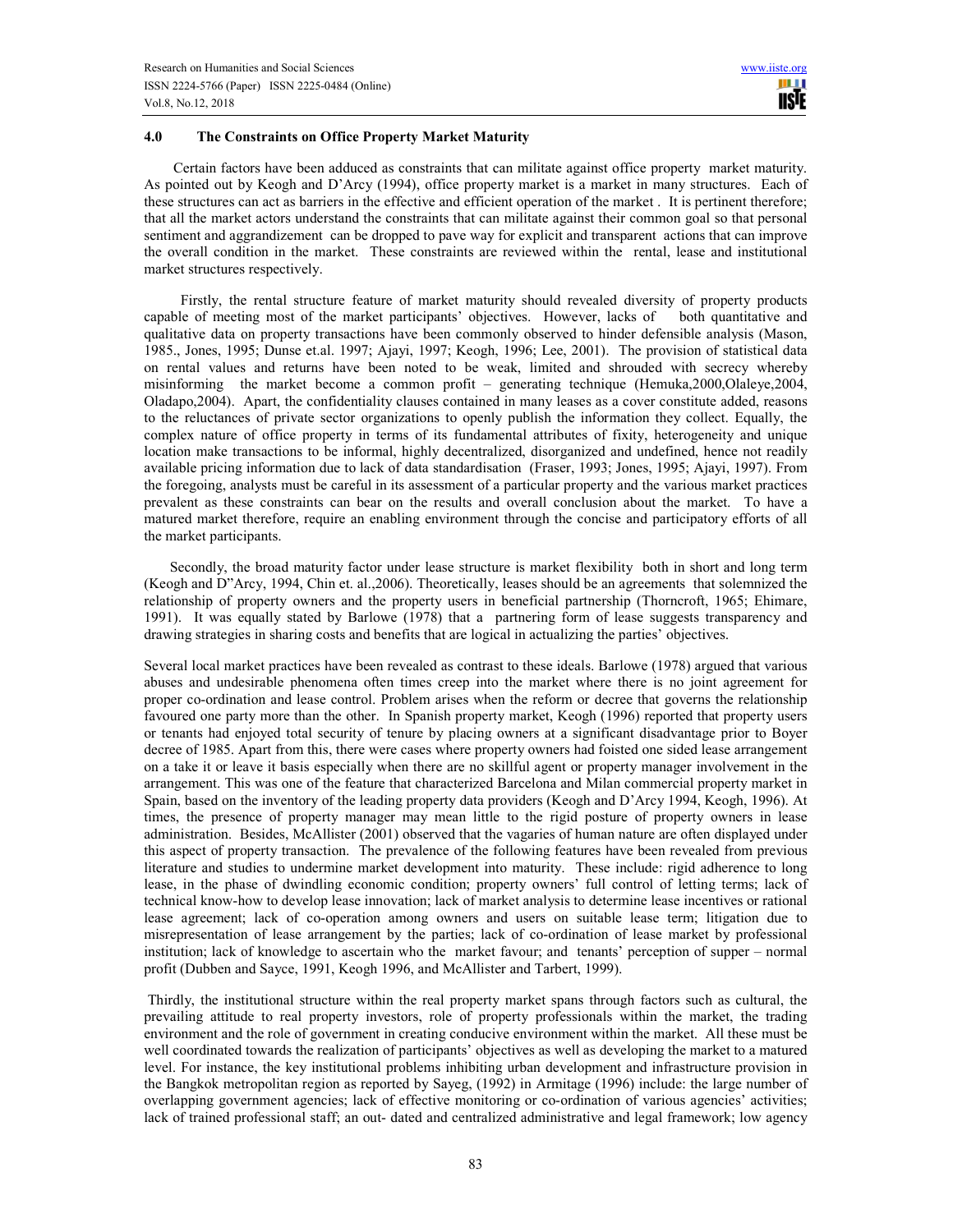## 4.0 The Constraints on Office Property Market Maturity

Certain factors have been adduced as constraints that can militate against office property market maturity. As pointed out by Keogh and D'Arcy (1994), office property market is a market in many structures. Each of these structures can act as barriers in the effective and efficient operation of the market . It is pertinent therefore; that all the market actors understand the constraints that can militate against their common goal so that personal sentiment and aggrandizement can be dropped to pave way for explicit and transparent actions that can improve the overall condition in the market. These constraints are reviewed within the rental, lease and institutional market structures respectively.

Firstly, the rental structure feature of market maturity should revealed diversity of property products capable of meeting most of the market participants' objectives. However, lacks of both quantitative and qualitative data on property transactions have been commonly observed to hinder defensible analysis (Mason, 1985., Jones, 1995; Dunse et.al. 1997; Ajayi, 1997; Keogh, 1996; Lee, 2001). The provision of statistical data on rental values and returns have been noted to be weak, limited and shrouded with secrecy whereby misinforming the market become a common profit – generating technique (Hemuka,2000,Olaleye,2004, Oladapo,2004). Apart, the confidentiality clauses contained in many leases as a cover constitute added, reasons to the reluctances of private sector organizations to openly publish the information they collect. Equally, the complex nature of office property in terms of its fundamental attributes of fixity, heterogeneity and unique location make transactions to be informal, highly decentralized, disorganized and undefined, hence not readily available pricing information due to lack of data standardisation (Fraser, 1993; Jones, 1995; Ajayi, 1997). From the foregoing, analysts must be careful in its assessment of a particular property and the various market practices prevalent as these constraints can bear on the results and overall conclusion about the market. To have a matured market therefore, require an enabling environment through the concise and participatory efforts of all the market participants.

Secondly, the broad maturity factor under lease structure is market flexibility both in short and long term (Keogh and D"Arcy, 1994, Chin et. al.,2006). Theoretically, leases should be an agreements that solemnized the relationship of property owners and the property users in beneficial partnership (Thorncroft, 1965; Ehimare, 1991). It was equally stated by Barlowe (1978) that a partnering form of lease suggests transparency and drawing strategies in sharing costs and benefits that are logical in actualizing the parties' objectives.

Several local market practices have been revealed as contrast to these ideals. Barlowe (1978) argued that various abuses and undesirable phenomena often times creep into the market where there is no joint agreement for proper co-ordination and lease control. Problem arises when the reform or decree that governs the relationship favoured one party more than the other. In Spanish property market, Keogh (1996) reported that property users or tenants had enjoyed total security of tenure by placing owners at a significant disadvantage prior to Boyer decree of 1985. Apart from this, there were cases where property owners had foisted one sided lease arrangement on a take it or leave it basis especially when there are no skillful agent or property manager involvement in the arrangement. This was one of the feature that characterized Barcelona and Milan commercial property market in Spain, based on the inventory of the leading property data providers (Keogh and D'Arcy 1994, Keogh, 1996). At times, the presence of property manager may mean little to the rigid posture of property owners in lease administration. Besides, McAllister (2001) observed that the vagaries of human nature are often displayed under this aspect of property transaction. The prevalence of the following features have been revealed from previous literature and studies to undermine market development into maturity. These include: rigid adherence to long lease, in the phase of dwindling economic condition; property owners' full control of letting terms; lack of technical know-how to develop lease innovation; lack of market analysis to determine lease incentives or rational lease agreement; lack of co-operation among owners and users on suitable lease term; litigation due to misrepresentation of lease arrangement by the parties; lack of co-ordination of lease market by professional institution; lack of knowledge to ascertain who the market favour; and tenants' perception of supper – normal profit (Dubben and Sayce, 1991, Keogh 1996, and McAllister and Tarbert, 1999).

Thirdly, the institutional structure within the real property market spans through factors such as cultural, the prevailing attitude to real property investors, role of property professionals within the market, the trading environment and the role of government in creating conducive environment within the market. All these must be well coordinated towards the realization of participants' objectives as well as developing the market to a matured level. For instance, the key institutional problems inhibiting urban development and infrastructure provision in the Bangkok metropolitan region as reported by Sayeg, (1992) in Armitage (1996) include: the large number of overlapping government agencies; lack of effective monitoring or co-ordination of various agencies' activities; lack of trained professional staff; an out- dated and centralized administrative and legal framework; low agency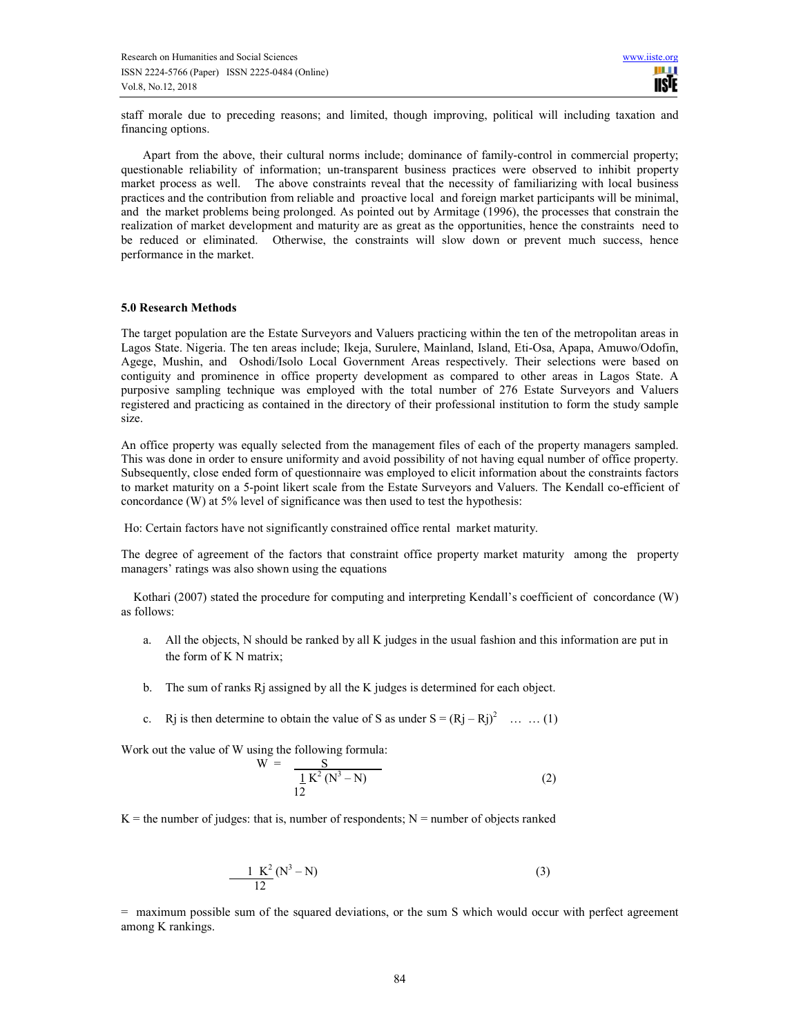staff morale due to preceding reasons; and limited, though improving, political will including taxation and financing options.

Apart from the above, their cultural norms include; dominance of family-control in commercial property; questionable reliability of information; un-transparent business practices were observed to inhibit property market process as well. The above constraints reveal that the necessity of familiarizing with local business practices and the contribution from reliable and proactive local and foreign market participants will be minimal, and the market problems being prolonged. As pointed out by Armitage (1996), the processes that constrain the realization of market development and maturity are as great as the opportunities, hence the constraints need to be reduced or eliminated. Otherwise, the constraints will slow down or prevent much success, hence performance in the market.

### 5.0 Research Methods

The target population are the Estate Surveyors and Valuers practicing within the ten of the metropolitan areas in Lagos State. Nigeria. The ten areas include; Ikeja, Surulere, Mainland, Island, Eti-Osa, Apapa, Amuwo/Odofin, Agege, Mushin, and Oshodi/Isolo Local Government Areas respectively. Their selections were based on contiguity and prominence in office property development as compared to other areas in Lagos State. A purposive sampling technique was employed with the total number of 276 Estate Surveyors and Valuers registered and practicing as contained in the directory of their professional institution to form the study sample size.

An office property was equally selected from the management files of each of the property managers sampled. This was done in order to ensure uniformity and avoid possibility of not having equal number of office property. Subsequently, close ended form of questionnaire was employed to elicit information about the constraints factors to market maturity on a 5-point likert scale from the Estate Surveyors and Valuers. The Kendall co-efficient of concordance (W) at 5% level of significance was then used to test the hypothesis:

Ho: Certain factors have not significantly constrained office rental market maturity.

The degree of agreement of the factors that constraint office property market maturity among the property managers' ratings was also shown using the equations

Kothari (2007) stated the procedure for computing and interpreting Kendall's coefficient of concordance (W) as follows:

a. All the objects, N should be ranked by all K judges in the usual fashion and this information are put in the form of K N matrix;

b. The sum of ranks Rj assigned by all the K judges is determined for each object.

c. Rj is then determine to obtain the value of S as under $S = (Rj - Rj)^2$ … … (1)

Work out the value of W using the following formula:

$$W = \frac{S}{\frac{1}{12} K^2 (N^3 - N)} \qquad (2)$$

K = the number of judges: that is, number of respondents; N = number of objects ranked

$$\frac{1}{12} K^2 (N^3 - N) \qquad (3)$$

= maximum possible sum of the squared deviations, or the sum S which would occur with perfect agreement among K rankings.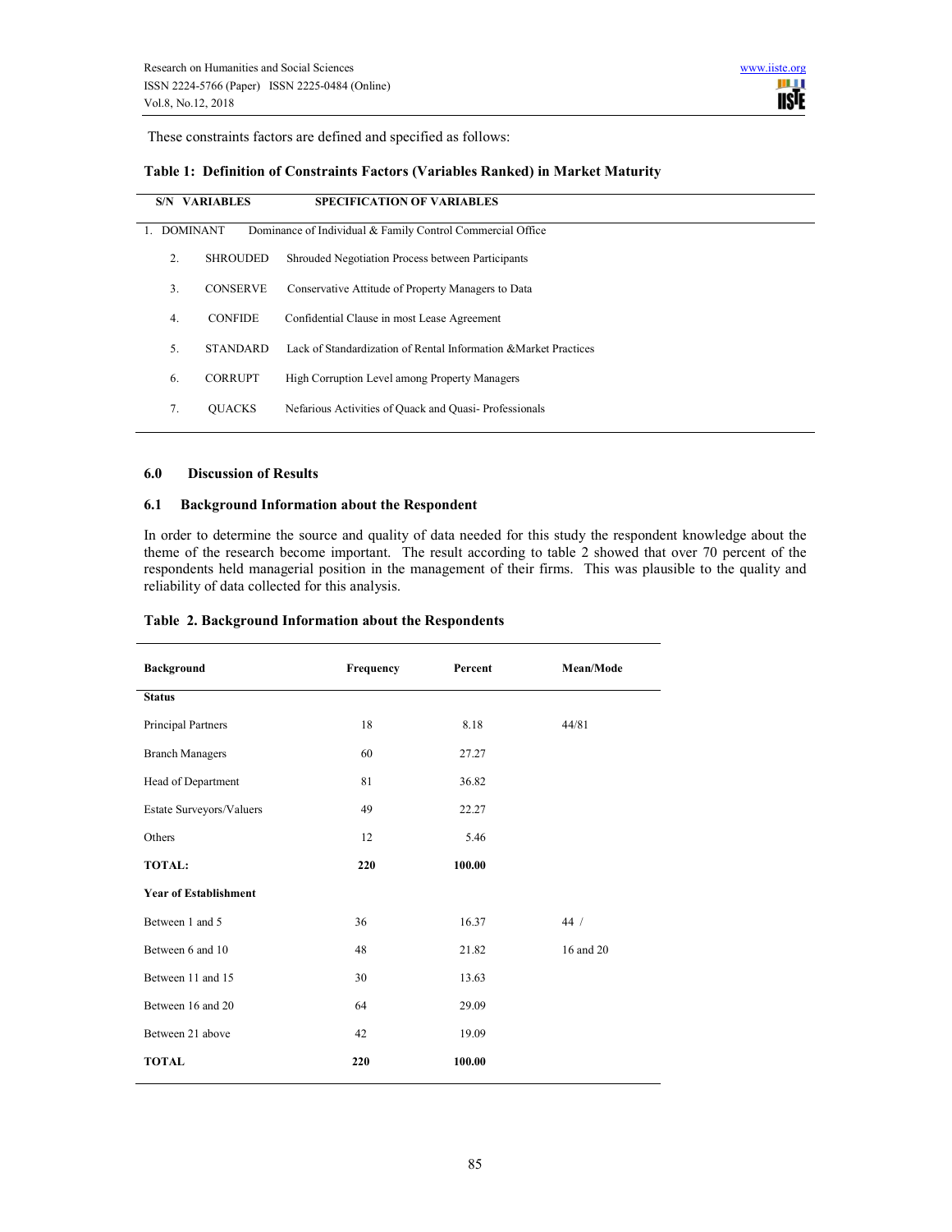These constraints factors are defined and specified as follows:

**Table 1: Definition of Constraints Factors (Variables Ranked) in Market Maturity**

| S/N | VARIABLES | SPECIFICATION OF VARIABLES |
|---|---|---|
| 1. | DOMINANT | Dominance of Individual & Family Control Commercial Office |
| 2. | SHROUDED | Shrouded Negotiation Process between Participants |
| 3. | CONSERVE | Conservative Attitude of Property Managers to Data |
| 4. | CONFIDE | Confidential Clause in most Lease Agreement |
| 5. | STANDARD | Lack of Standardization of Rental Information &Market Practices |
| 6. | CORRUPT | High Corruption Level among Property Managers |
| 7. | QUACKS | Nefarious Activities of Quack and Quasi- Professionals |

## 6.0 Discussion of Results

### 6.1 Background Information about the Respondent

In order to determine the source and quality of data needed for this study the respondent knowledge about the theme of the research become important. The result according to table 2 showed that over 70 percent of the respondents held managerial position in the management of their firms. This was plausible to the quality and reliability of data collected for this analysis.

**Table 2. Background Information about the Respondents**

| Background | Frequency | Percent | Mean/Mode |
|---|---|---|---|
| **Status** | | | |
| Principal Partners | 18 | 8.18 | 44/81 |
| Branch Managers | 60 | 27.27 | |
| Head of Department | 81 | 36.82 | |
| Estate Surveyors/Valuers | 49 | 22.27 | |
| Others | 12 | 5.46 | |
| **TOTAL:** | **220** | **100.00** | |
| **Year of Establishment** | | | |
| Between 1 and 5 | 36 | 16.37 | 44 / |
| Between 6 and 10 | 48 | 21.82 | 16 and 20 |
| Between 11 and 15 | 30 | 13.63 | |
| Between 16 and 20 | 64 | 29.09 | |
| Between 21 above | 42 | 19.09 | |
| **TOTAL** | **220** | **100.00** | |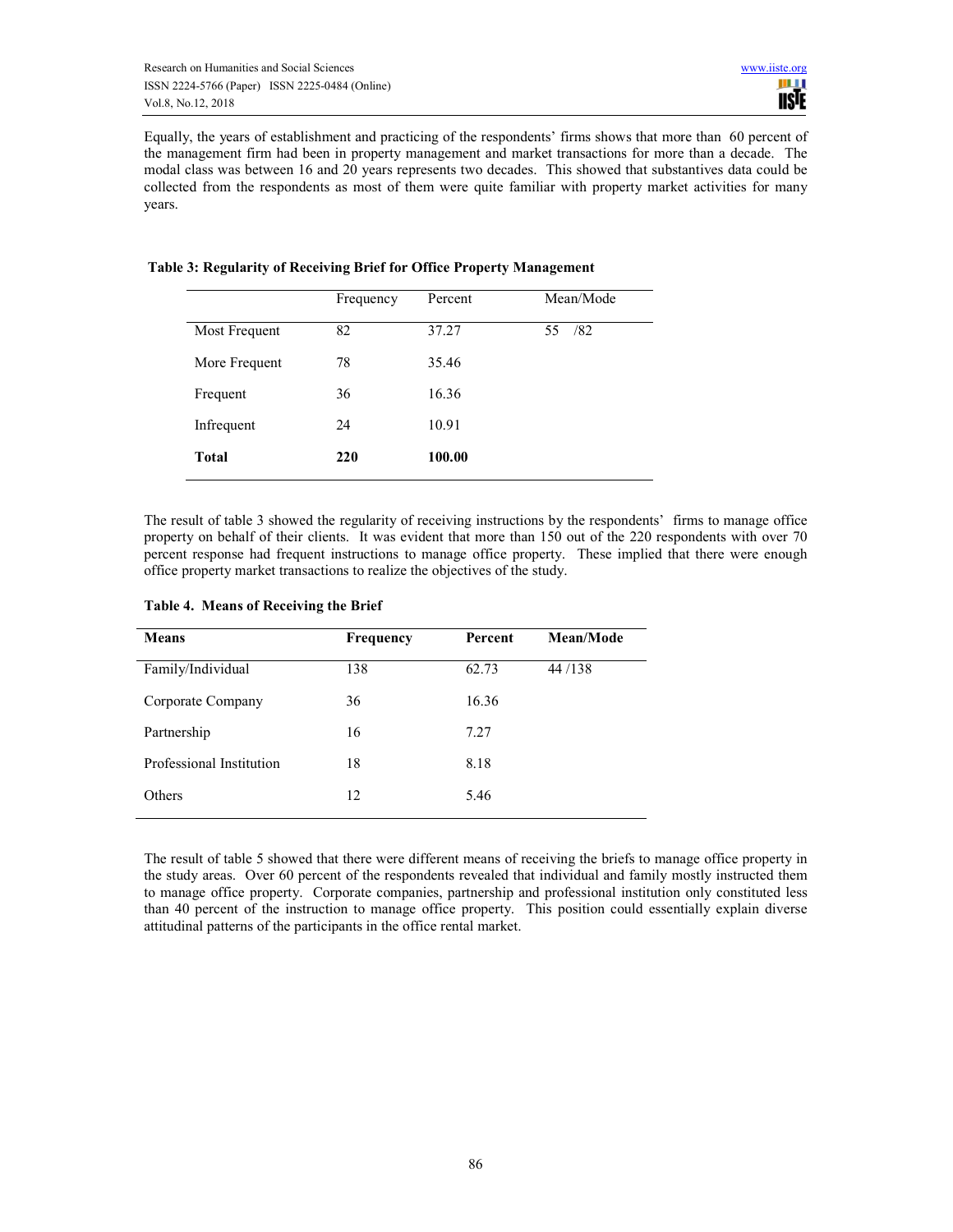Equally, the years of establishment and practicing of the respondents' firms shows that more than 60 percent of the management firm had been in property management and market transactions for more than a decade. The modal class was between 16 and 20 years represents two decades. This showed that substantives data could be collected from the respondents as most of them were quite familiar with property market activities for many years.

**Table 3: Regularity of Receiving Brief for Office Property Management**

| | Frequency | Percent | Mean/Mode |
|---|---|---|---|
| Most Frequent | 82 | 37.27 | 55 /82 |
| More Frequent | 78 | 35.46 | |
| Frequent | 36 | 16.36 | |
| Infrequent | 24 | 10.91 | |
| **Total** | **220** | **100.00** | |

The result of table 3 showed the regularity of receiving instructions by the respondents' firms to manage office property on behalf of their clients. It was evident that more than 150 out of the 220 respondents with over 70 percent response had frequent instructions to manage office property. These implied that there were enough office property market transactions to realize the objectives of the study.

**Table 4. Means of Receiving the Brief**

| Means | Frequency | Percent | Mean/Mode |
|---|---|---|---|
| Family/Individual | 138 | 62.73 | 44 /138 |
| Corporate Company | 36 | 16.36 | |
| Partnership | 16 | 7.27 | |
| Professional Institution | 18 | 8.18 | |
| Others | 12 | 5.46 | |

The result of table 5 showed that there were different means of receiving the briefs to manage office property in the study areas. Over 60 percent of the respondents revealed that individual and family mostly instructed them to manage office property. Corporate companies, partnership and professional institution only constituted less than 40 percent of the instruction to manage office property. This position could essentially explain diverse attitudinal patterns of the participants in the office rental market.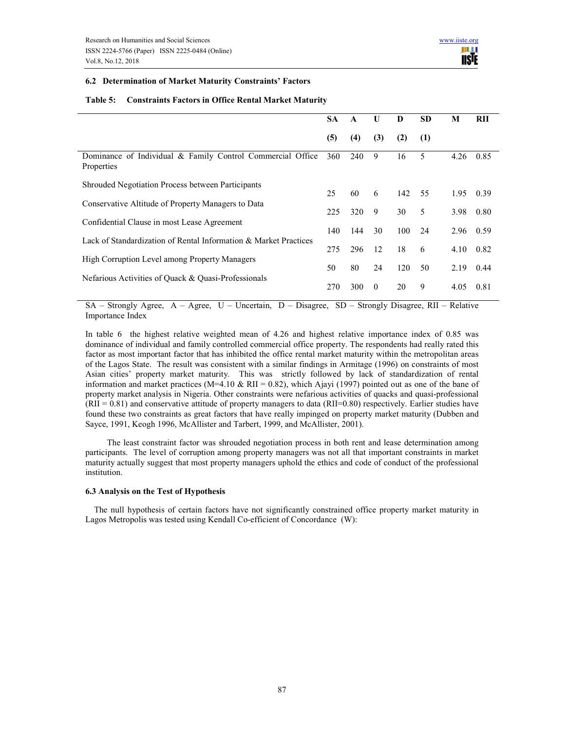### 6.2 Determination of Market Maturity Constraints' Factors

**Table 5: Constraints Factors in Office Rental Market Maturity**

| | SA (5) | A (4) | U (3) | D (2) | SD (1) | M | RII |
|---|---|---|---|---|---|---|---|
| Dominance of Individual & Family Control Commercial Office Properties | 360 | 240 | 9 | 16 | 5 | 4.26 | 0.85 |
| Shrouded Negotiation Process between Participants | 25 | 60 | 6 | 142 | 55 | 1.95 | 0.39 |
| Conservative Altitude of Property Managers to Data | 225 | 320 | 9 | 30 | 5 | 3.98 | 0.80 |
| Confidential Clause in most Lease Agreement | 140 | 144 | 30 | 100 | 24 | 2.96 | 0.59 |
| Lack of Standardization of Rental Information & Market Practices | 275 | 296 | 12 | 18 | 6 | 4.10 | 0.82 |
| High Corruption Level among Property Managers | 50 | 80 | 24 | 120 | 50 | 2.19 | 0.44 |
| Nefarious Activities of Quack & Quasi-Professionals | 270 | 300 | 0 | 20 | 9 | 4.05 | 0.81 |

SA – Strongly Agree, A – Agree, U – Uncertain, D – Disagree, SD – Strongly Disagree, RII – Relative Importance Index

In table 6 the highest relative weighted mean of 4.26 and highest relative importance index of 0.85 was dominance of individual and family controlled commercial office property. The respondents had really rated this factor as most important factor that has inhibited the office rental market maturity within the metropolitan areas of the Lagos State. The result was consistent with a similar findings in Armitage (1996) on constraints of most Asian cities' property market maturity. This was strictly followed by lack of standardization of rental information and market practices (M=4.10 & RII = 0.82), which Ajayi (1997) pointed out as one of the bane of property market analysis in Nigeria. Other constraints were nefarious activities of quacks and quasi-professional (RII = 0.81) and conservative attitude of property managers to data (RII=0.80) respectively. Earlier studies have found these two constraints as great factors that have really impinged on property market maturity (Dubben and Sayce, 1991, Keogh 1996, McAllister and Tarbert, 1999, and McAllister, 2001).

The least constraint factor was shrouded negotiation process in both rent and lease determination among participants. The level of corruption among property managers was not all that important constraints in market maturity actually suggest that most property managers uphold the ethics and code of conduct of the professional institution.

### 6.3 Analysis on the Test of Hypothesis

The null hypothesis of certain factors have not significantly constrained office property market maturity in Lagos Metropolis was tested using Kendall Co-efficient of Concordance (W):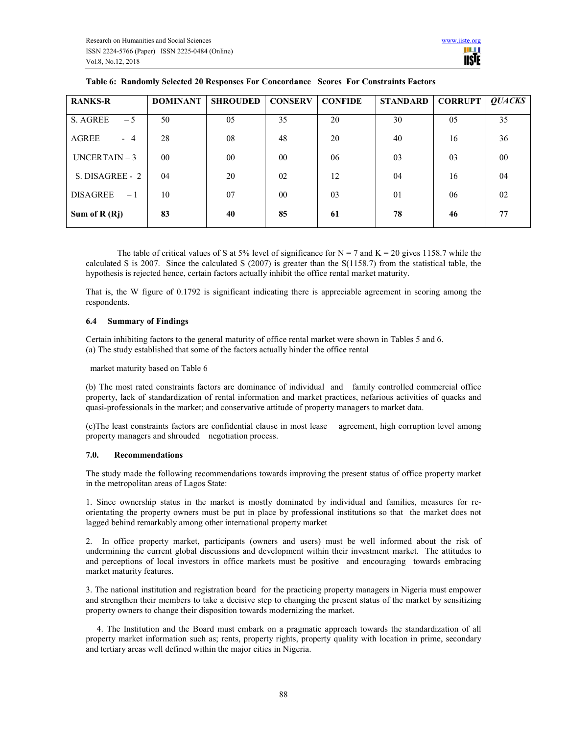**Table 6: Randomly Selected 20 Responses For Concordance Scores For Constraints Factors**

| RANKS-R | DOMINANT | SHROUDED | CONSERV | CONFIDE | STANDARD | CORRUPT | *QUACKS* |
|---|---|---|---|---|---|---|---|
| S. AGREE – 5 | 50 | 05 | 35 | 20 | 30 | 05 | 35 |
| AGREE - 4 | 28 | 08 | 48 | 20 | 40 | 16 | 36 |
| UNCERTAIN – 3 | 00 | 00 | 00 | 06 | 03 | 03 | 00 |
| S. DISAGREE - 2 | 04 | 20 | 02 | 12 | 04 | 16 | 04 |
| DISAGREE – 1 | 10 | 07 | 00 | 03 | 01 | 06 | 02 |
| **Sum of R (Rj)** | **83** | **40** | **85** | **61** | **78** | **46** | **77** |

The table of critical values of S at 5% level of significance for N = 7 and K = 20 gives 1158.7 while the calculated S is 2007. Since the calculated S (2007) is greater than the S(1158.7) from the statistical table, the hypothesis is rejected hence, certain factors actually inhibit the office rental market maturity.

That is, the W figure of 0.1792 is significant indicating there is appreciable agreement in scoring among the respondents.

### 6.4 Summary of Findings

Certain inhibiting factors to the general maturity of office rental market were shown in Tables 5 and 6.

(a) The study established that some of the factors actually hinder the office rental market maturity based on Table 6

(b) The most rated constraints factors are dominance of individual and family controlled commercial office property, lack of standardization of rental information and market practices, nefarious activities of quacks and quasi-professionals in the market; and conservative attitude of property managers to market data.

(c)The least constraints factors are confidential clause in most lease agreement, high corruption level among property managers and shrouded negotiation process.

## 7.0. Recommendations

The study made the following recommendations towards improving the present status of office property market in the metropolitan areas of Lagos State:

1. Since ownership status in the market is mostly dominated by individual and families, measures for re-orientating the property owners must be put in place by professional institutions so that the market does not lagged behind remarkably among other international property market

2. In office property market, participants (owners and users) must be well informed about the risk of undermining the current global discussions and development within their investment market. The attitudes to and perceptions of local investors in office markets must be positive and encouraging towards embracing market maturity features.

3. The national institution and registration board for the practicing property managers in Nigeria must empower and strengthen their members to take a decisive step to changing the present status of the market by sensitizing property owners to change their disposition towards modernizing the market.

4. The Institution and the Board must embark on a pragmatic approach towards the standardization of all property market information such as; rents, property rights, property quality with location in prime, secondary and tertiary areas well defined within the major cities in Nigeria.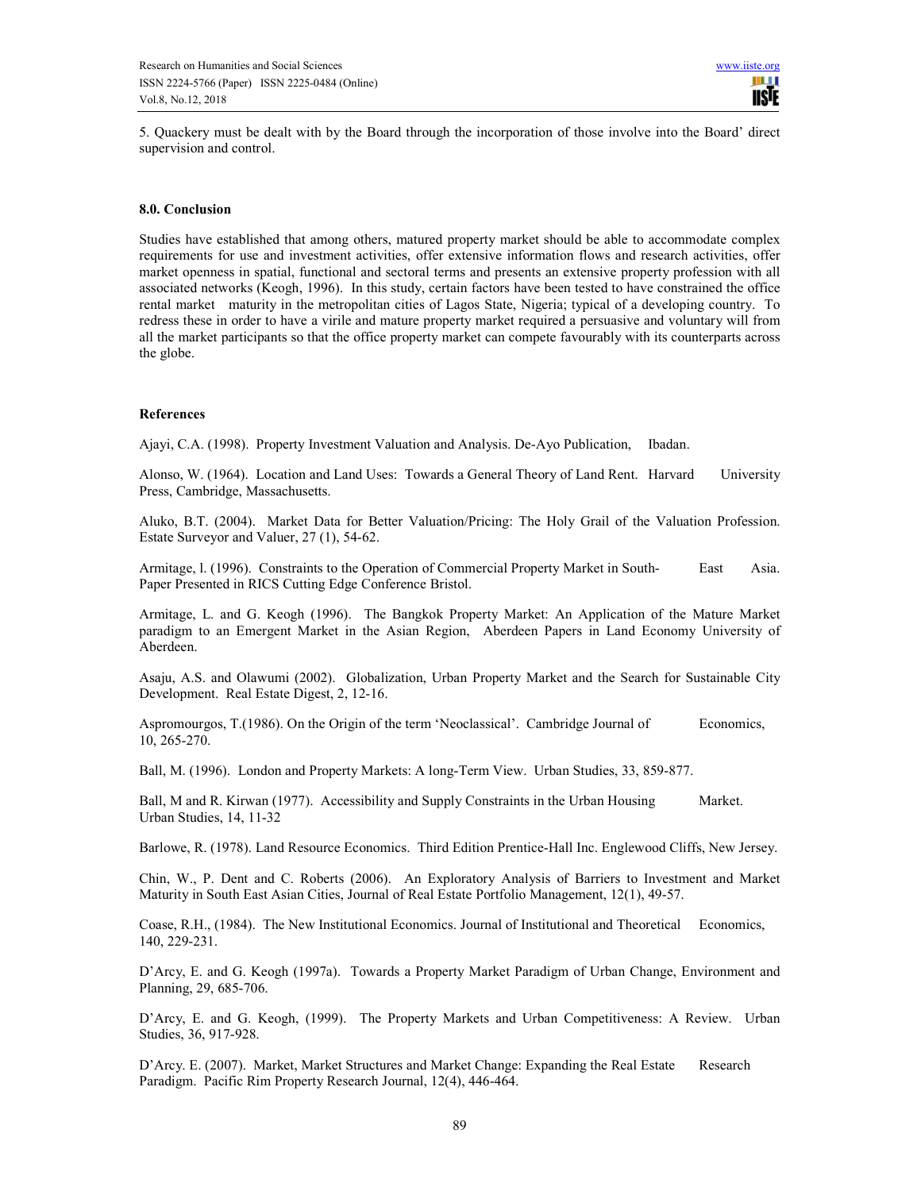5. Quackery must be dealt with by the Board through the incorporation of those involve into the Board' direct supervision and control.

## 8.0. Conclusion

Studies have established that among others, matured property market should be able to accommodate complex requirements for use and investment activities, offer extensive information flows and research activities, offer market openness in spatial, functional and sectoral terms and presents an extensive property profession with all associated networks (Keogh, 1996). In this study, certain factors have been tested to have constrained the office rental market maturity in the metropolitan cities of Lagos State, Nigeria; typical of a developing country. To redress these in order to have a virile and mature property market required a persuasive and voluntary will from all the market participants so that the office property market can compete favourably with its counterparts across the globe.

## References

Ajayi, C.A. (1998). Property Investment Valuation and Analysis. De-Ayo Publication, Ibadan.

Alonso, W. (1964). Location and Land Uses: Towards a General Theory of Land Rent. Harvard University Press, Cambridge, Massachusetts.

Aluko, B.T. (2004). Market Data for Better Valuation/Pricing: The Holy Grail of the Valuation Profession. Estate Surveyor and Valuer, 27 (1), 54-62.

Armitage, l. (1996). Constraints to the Operation of Commercial Property Market in South- East Asia. Paper Presented in RICS Cutting Edge Conference Bristol.

Armitage, L. and G. Keogh (1996). The Bangkok Property Market: An Application of the Mature Market paradigm to an Emergent Market in the Asian Region, Aberdeen Papers in Land Economy University of Aberdeen.

Asaju, A.S. and Olawumi (2002). Globalization, Urban Property Market and the Search for Sustainable City Development. Real Estate Digest, 2, 12-16.

Aspromourgos, T.(1986). On the Origin of the term 'Neoclassical'. Cambridge Journal of Economics, 10, 265-270.

Ball, M. (1996). London and Property Markets: A long-Term View. Urban Studies, 33, 859-877.

Ball, M and R. Kirwan (1977). Accessibility and Supply Constraints in the Urban Housing Market. Urban Studies, 14, 11-32

Barlowe, R. (1978). Land Resource Economics. Third Edition Prentice-Hall Inc. Englewood Cliffs, New Jersey.

Chin, W., P. Dent and C. Roberts (2006). An Exploratory Analysis of Barriers to Investment and Market Maturity in South East Asian Cities, Journal of Real Estate Portfolio Management, 12(1), 49-57.

Coase, R.H., (1984). The New Institutional Economics. Journal of Institutional and Theoretical Economics, 140, 229-231.

D'Arcy, E. and G. Keogh (1997a). Towards a Property Market Paradigm of Urban Change, Environment and Planning, 29, 685-706.

D'Arcy, E. and G. Keogh, (1999). The Property Markets and Urban Competitiveness: A Review. Urban Studies, 36, 917-928.

D'Arcy. E. (2007). Market, Market Structures and Market Change: Expanding the Real Estate Research Paradigm. Pacific Rim Property Research Journal, 12(4), 446-464.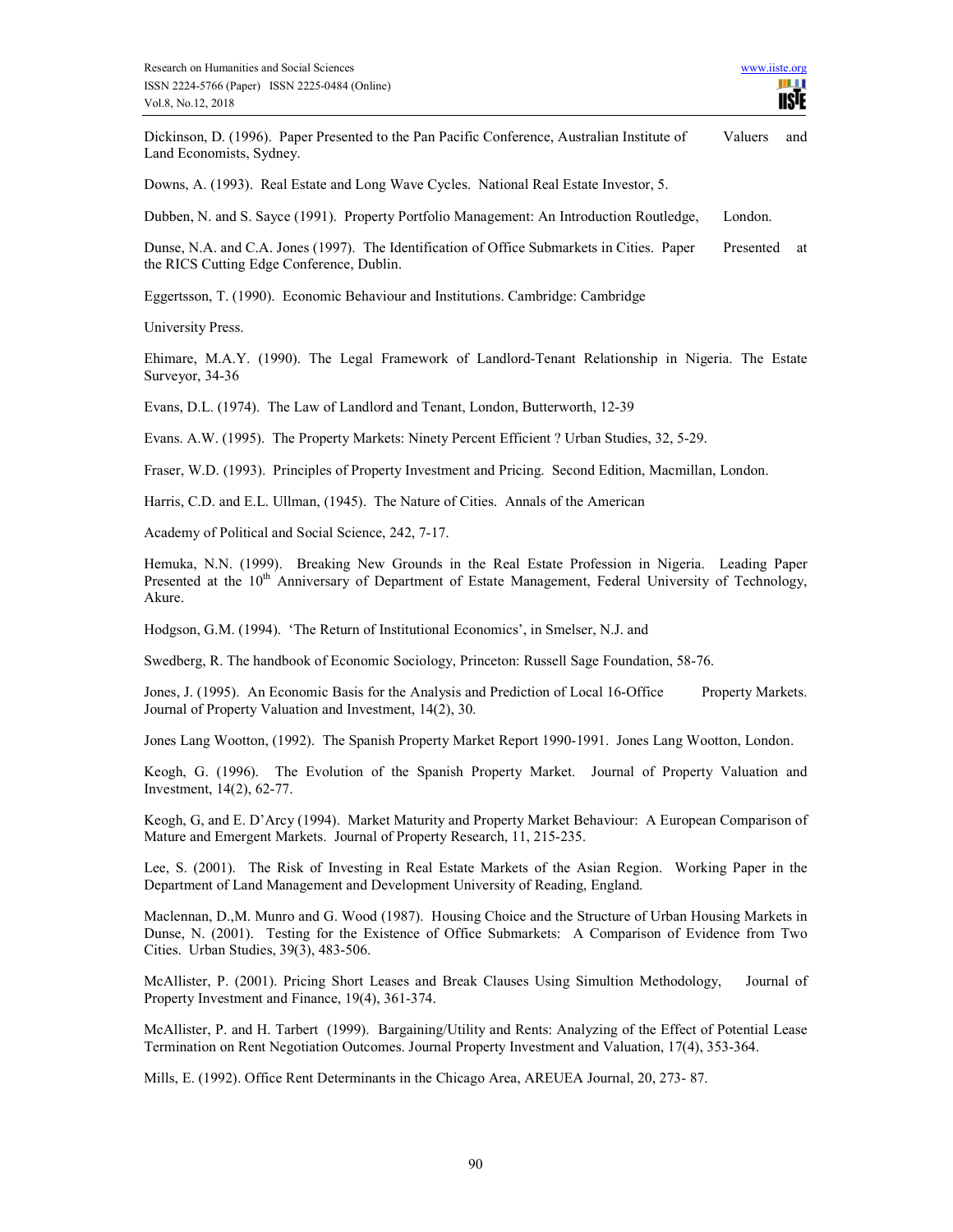Dickinson, D. (1996). Paper Presented to the Pan Pacific Conference, Australian Institute of Valuers and Land Economists, Sydney.

Downs, A. (1993). Real Estate and Long Wave Cycles. National Real Estate Investor, 5.

Dubben, N. and S. Sayce (1991). Property Portfolio Management: An Introduction Routledge, London.

Dunse, N.A. and C.A. Jones (1997). The Identification of Office Submarkets in Cities. Paper Presented at the RICS Cutting Edge Conference, Dublin.

Eggertsson, T. (1990). Economic Behaviour and Institutions. Cambridge: Cambridge

University Press.

Ehimare, M.A.Y. (1990). The Legal Framework of Landlord-Tenant Relationship in Nigeria. The Estate Surveyor, 34-36

Evans, D.L. (1974). The Law of Landlord and Tenant, London, Butterworth, 12-39

Evans. A.W. (1995). The Property Markets: Ninety Percent Efficient ? Urban Studies, 32, 5-29.

Fraser, W.D. (1993). Principles of Property Investment and Pricing. Second Edition, Macmillan, London.

Harris, C.D. and E.L. Ullman, (1945). The Nature of Cities. Annals of the American

Academy of Political and Social Science, 242, 7-17.

Hemuka, N.N. (1999). Breaking New Grounds in the Real Estate Profession in Nigeria. Leading Paper Presented at the 10th Anniversary of Department of Estate Management, Federal University of Technology, Akure.

Hodgson, G.M. (1994). 'The Return of Institutional Economics', in Smelser, N.J. and

Swedberg, R. The handbook of Economic Sociology, Princeton: Russell Sage Foundation, 58-76.

Jones, J. (1995). An Economic Basis for the Analysis and Prediction of Local 16-Office Property Markets. Journal of Property Valuation and Investment, 14(2), 30.

Jones Lang Wootton, (1992). The Spanish Property Market Report 1990-1991. Jones Lang Wootton, London.

Keogh, G. (1996). The Evolution of the Spanish Property Market. Journal of Property Valuation and Investment, 14(2), 62-77.

Keogh, G, and E. D'Arcy (1994). Market Maturity and Property Market Behaviour: A European Comparison of Mature and Emergent Markets. Journal of Property Research, 11, 215-235.

Lee, S. (2001). The Risk of Investing in Real Estate Markets of the Asian Region. Working Paper in the Department of Land Management and Development University of Reading, England.

Maclennan, D.,M. Munro and G. Wood (1987). Housing Choice and the Structure of Urban Housing Markets in Dunse, N. (2001). Testing for the Existence of Office Submarkets: A Comparison of Evidence from Two Cities. Urban Studies, 39(3), 483-506.

McAllister, P. (2001). Pricing Short Leases and Break Clauses Using Simultion Methodology, Journal of Property Investment and Finance, 19(4), 361-374.

McAllister, P. and H. Tarbert (1999). Bargaining/Utility and Rents: Analyzing of the Effect of Potential Lease Termination on Rent Negotiation Outcomes. Journal Property Investment and Valuation, 17(4), 353-364.

Mills, E. (1992). Office Rent Determinants in the Chicago Area, AREUEA Journal, 20, 273- 87.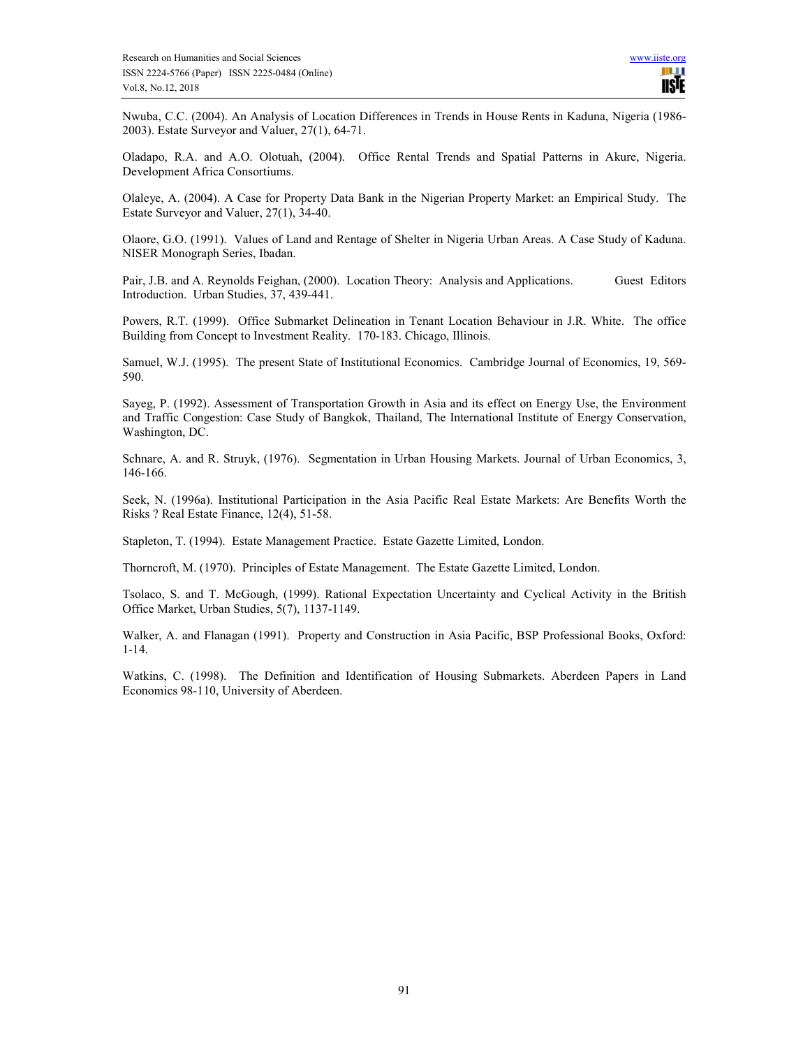Nwuba, C.C. (2004). An Analysis of Location Differences in Trends in House Rents in Kaduna, Nigeria (1986-2003). Estate Surveyor and Valuer, 27(1), 64-71.

Oladapo, R.A. and A.O. Olotuah, (2004). Office Rental Trends and Spatial Patterns in Akure, Nigeria. Development Africa Consortiums.

Olaleye, A. (2004). A Case for Property Data Bank in the Nigerian Property Market: an Empirical Study. The Estate Surveyor and Valuer, 27(1), 34-40.

Olaore, G.O. (1991). Values of Land and Rentage of Shelter in Nigeria Urban Areas. A Case Study of Kaduna. NISER Monograph Series, Ibadan.

Pair, J.B. and A. Reynolds Feighan, (2000). Location Theory: Analysis and Applications. Guest Editors Introduction. Urban Studies, 37, 439-441.

Powers, R.T. (1999). Office Submarket Delineation in Tenant Location Behaviour in J.R. White. The office Building from Concept to Investment Reality. 170-183. Chicago, Illinois.

Samuel, W.J. (1995). The present State of Institutional Economics. Cambridge Journal of Economics, 19, 569-590.

Sayeg, P. (1992). Assessment of Transportation Growth in Asia and its effect on Energy Use, the Environment and Traffic Congestion: Case Study of Bangkok, Thailand, The International Institute of Energy Conservation, Washington, DC.

Schnare, A. and R. Struyk, (1976). Segmentation in Urban Housing Markets. Journal of Urban Economics, 3, 146-166.

Seek, N. (1996a). Institutional Participation in the Asia Pacific Real Estate Markets: Are Benefits Worth the Risks ? Real Estate Finance, 12(4), 51-58.

Stapleton, T. (1994). Estate Management Practice. Estate Gazette Limited, London.

Thorncroft, M. (1970). Principles of Estate Management. The Estate Gazette Limited, London.

Tsolaco, S. and T. McGough, (1999). Rational Expectation Uncertainty and Cyclical Activity in the British Office Market, Urban Studies, 5(7), 1137-1149.

Walker, A. and Flanagan (1991). Property and Construction in Asia Pacific, BSP Professional Books, Oxford: 1-14.

Watkins, C. (1998). The Definition and Identification of Housing Submarkets. Aberdeen Papers in Land Economics 98-110, University of Aberdeen.